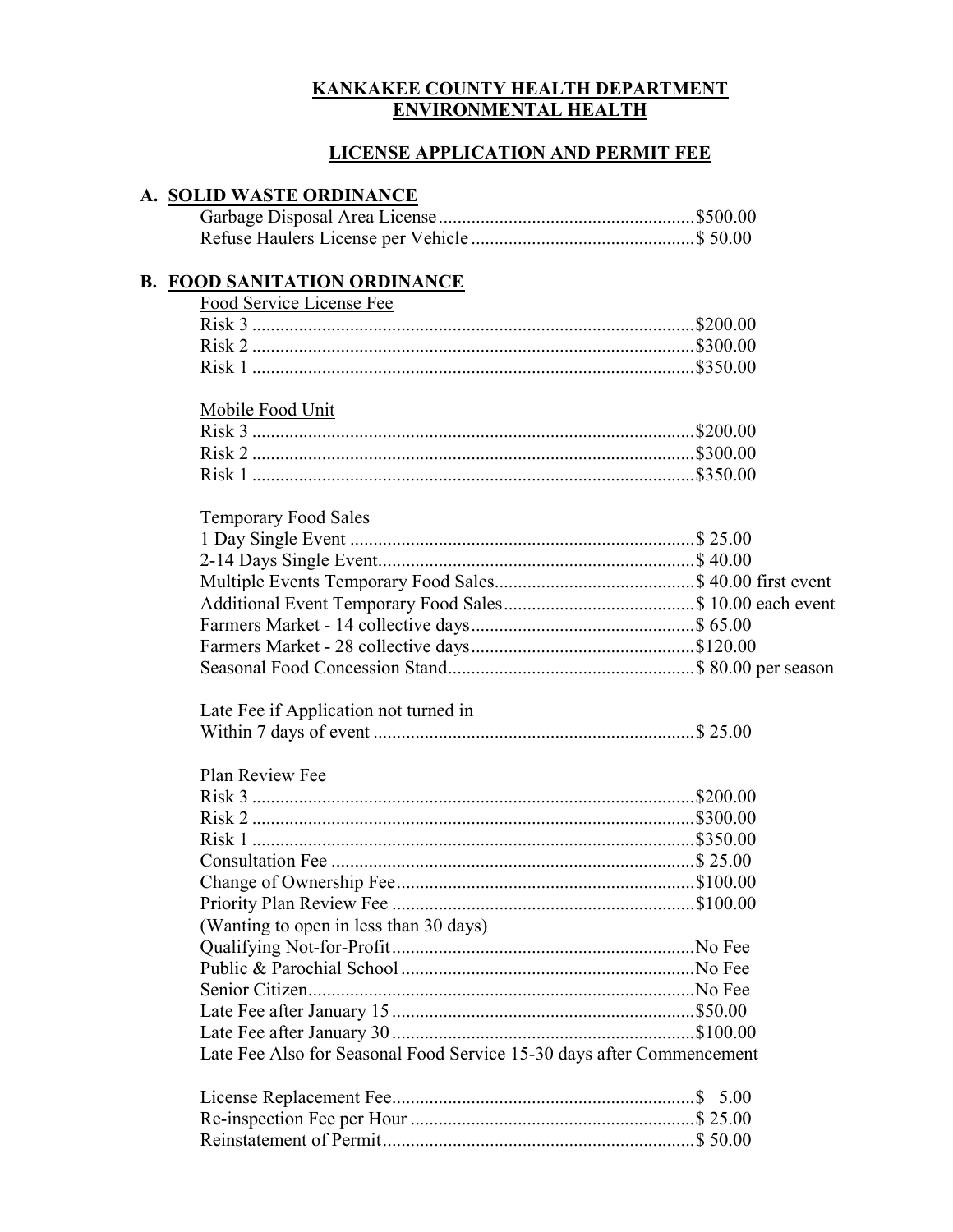# KANKAKEE COUNTY HEALTH DEPARTMENT
# ENVIRONMENTAL HEALTH

## LICENSE APPLICATION AND PERMIT FEE

### A. SOLID WASTE ORDINANCE

| | |
|---|---|
| Garbage Disposal Area License | $500.00 |
| Refuse Haulers License per Vehicle | $ 50.00 |

### B. FOOD SANITATION ORDINANCE

**Food Service License Fee**

| | |
|---|---|
| Risk 3 | $200.00 |
| Risk 2 | $300.00 |
| Risk 1 | $350.00 |

**Mobile Food Unit**

| | |
|---|---|
| Risk 3 | $200.00 |
| Risk 2 | $300.00 |
| Risk 1 | $350.00 |

**Temporary Food Sales**

| | |
|---|---|
| 1 Day Single Event | $ 25.00 |
| 2-14 Days Single Event | $ 40.00 |
| Multiple Events Temporary Food Sales | $ 40.00 first event |
| Additional Event Temporary Food Sales | $ 10.00 each event |
| Farmers Market - 14 collective days | $ 65.00 |
| Farmers Market - 28 collective days | $120.00 |
| Seasonal Food Concession Stand | $ 80.00 per season |

| | |
|---|---|
| Late Fee if Application not turned in Within 7 days of event | $ 25.00 |

**Plan Review Fee**

| | |
|---|---|
| Risk 3 | $200.00 |
| Risk 2 | $300.00 |
| Risk 1 | $350.00 |
| Consultation Fee | $ 25.00 |
| Change of Ownership Fee | $100.00 |
| Priority Plan Review Fee (Wanting to open in less than 30 days) | $100.00 |
| Qualifying Not-for-Profit | No Fee |
| Public & Parochial School | No Fee |
| Senior Citizen | No Fee |
| Late Fee after January 15 | $50.00 |
| Late Fee after January 30 | $100.00 |

Late Fee Also for Seasonal Food Service 15-30 days after Commencement

| | |
|---|---|
| License Replacement Fee | $ 5.00 |
| Re-inspection Fee per Hour | $ 25.00 |
| Reinstatement of Permit | $ 50.00 |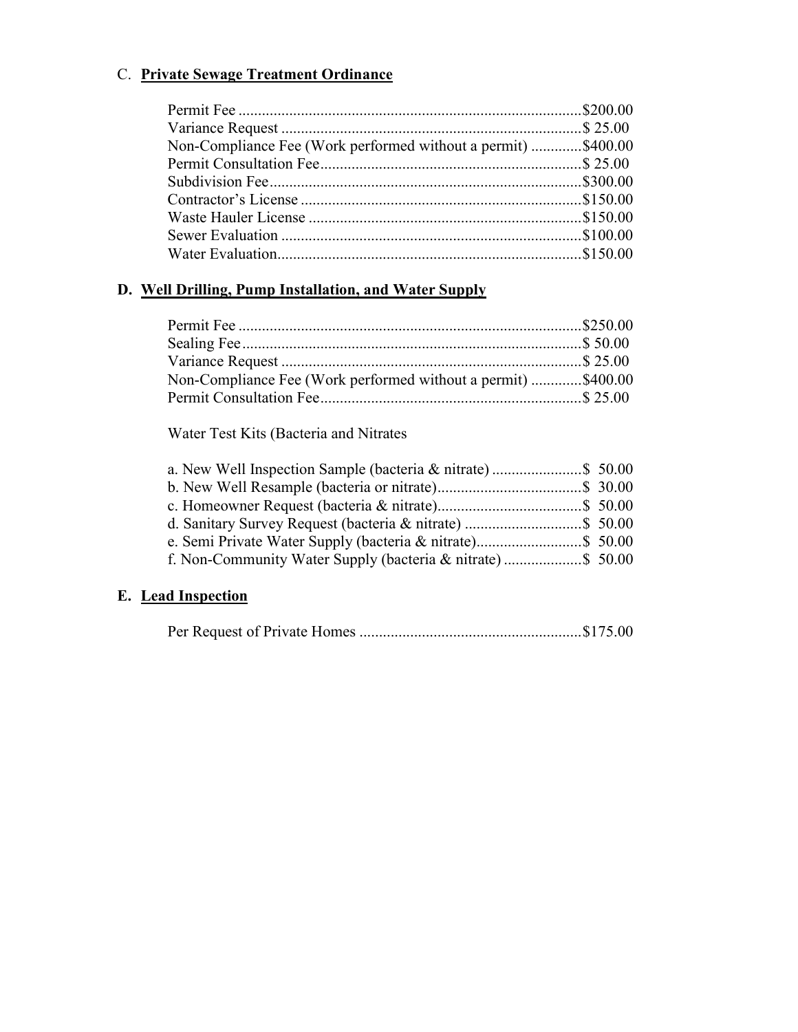## C. Private Sewage Treatment Ordinance

Permit Fee ........................................................................................$200.00
Variance Request .............................................................................$ 25.00
Non-Compliance Fee (Work performed without a permit) .............$400.00
Permit Consultation Fee...................................................................$ 25.00
Subdivision Fee................................................................................$300.00
Contractor's License ........................................................................$150.00
Waste Hauler License ......................................................................$150.00
Sewer Evaluation .............................................................................$100.00
Water Evaluation..............................................................................$150.00

## D. Well Drilling, Pump Installation, and Water Supply

Permit Fee ........................................................................................$250.00
Sealing Fee.......................................................................................$ 50.00
Variance Request .............................................................................$ 25.00
Non-Compliance Fee (Work performed without a permit) .............$400.00
Permit Consultation Fee...................................................................$ 25.00

Water Test Kits (Bacteria and Nitrates

a. New Well Inspection Sample (bacteria & nitrate) .......................$ 50.00
b. New Well Resample (bacteria or nitrate)......................................$ 30.00
c. Homeowner Request (bacteria & nitrate).....................................$ 50.00
d. Sanitary Survey Request (bacteria & nitrate) ..............................$ 50.00
e. Semi Private Water Supply (bacteria & nitrate)...........................$ 50.00
f. Non-Community Water Supply (bacteria & nitrate) ....................$ 50.00

## E. Lead Inspection

Per Request of Private Homes .........................................................$175.00